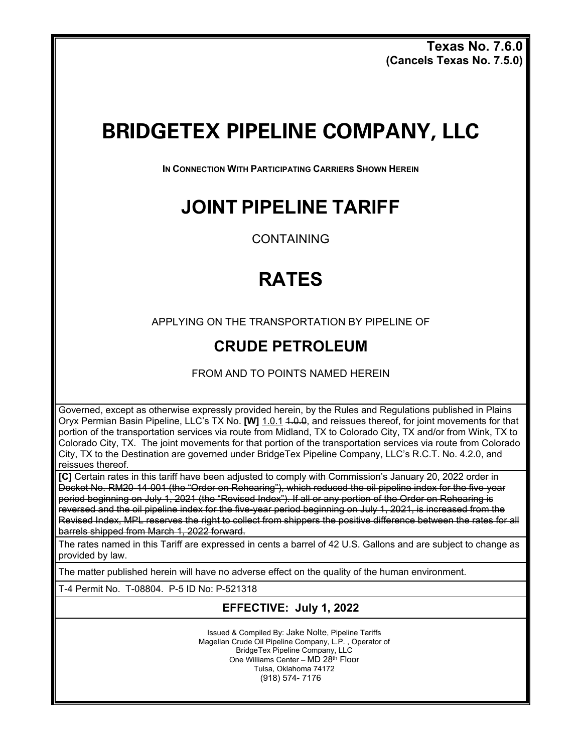**Texas No. 7.6.0**
**(Cancels Texas No. 7.5.0)**

# BRIDGETEX PIPELINE COMPANY, LLC

**IN CONNECTION WITH PARTICIPATING CARRIERS SHOWN HEREIN**

# JOINT PIPELINE TARIFF

CONTAINING

# RATES

APPLYING ON THE TRANSPORTATION BY PIPELINE OF

## CRUDE PETROLEUM

FROM AND TO POINTS NAMED HEREIN

Governed, except as otherwise expressly provided herein, by the Rules and Regulations published in Plains Oryx Permian Basin Pipeline, LLC's TX No. **[W]** 1.0.1 ~~1.0.0~~, and reissues thereof, for joint movements for that portion of the transportation services via route from Midland, TX to Colorado City, TX and/or from Wink, TX to Colorado City, TX. The joint movements for that portion of the transportation services via route from Colorado City, TX to the Destination are governed under BridgeTex Pipeline Company, LLC's R.C.T. No. 4.2.0, and reissues thereof.

**[C]** ~~Certain rates in this tariff have been adjusted to comply with Commission's January 20, 2022 order in Docket No. RM20-14-001 (the "Order on Rehearing"), which reduced the oil pipeline index for the five-year period beginning on July 1, 2021 (the "Revised Index"). If all or any portion of the Order on Rehearing is reversed and the oil pipeline index for the five-year period beginning on July 1, 2021, is increased from the Revised Index, MPL reserves the right to collect from shippers the positive difference between the rates for all barrels shipped from March 1, 2022 forward.~~

The rates named in this Tariff are expressed in cents a barrel of 42 U.S. Gallons and are subject to change as provided by law.

The matter published herein will have no adverse effect on the quality of the human environment.

T-4 Permit No. T-08804. P-5 ID No: P-521318

**EFFECTIVE: July 1, 2022**

Issued & Compiled By: Jake Nolte, Pipeline Tariffs
Magellan Crude Oil Pipeline Company, L.P. , Operator of
BridgeTex Pipeline Company, LLC
One Williams Center – MD 28th Floor
Tulsa, Oklahoma 74172
(918) 574- 7176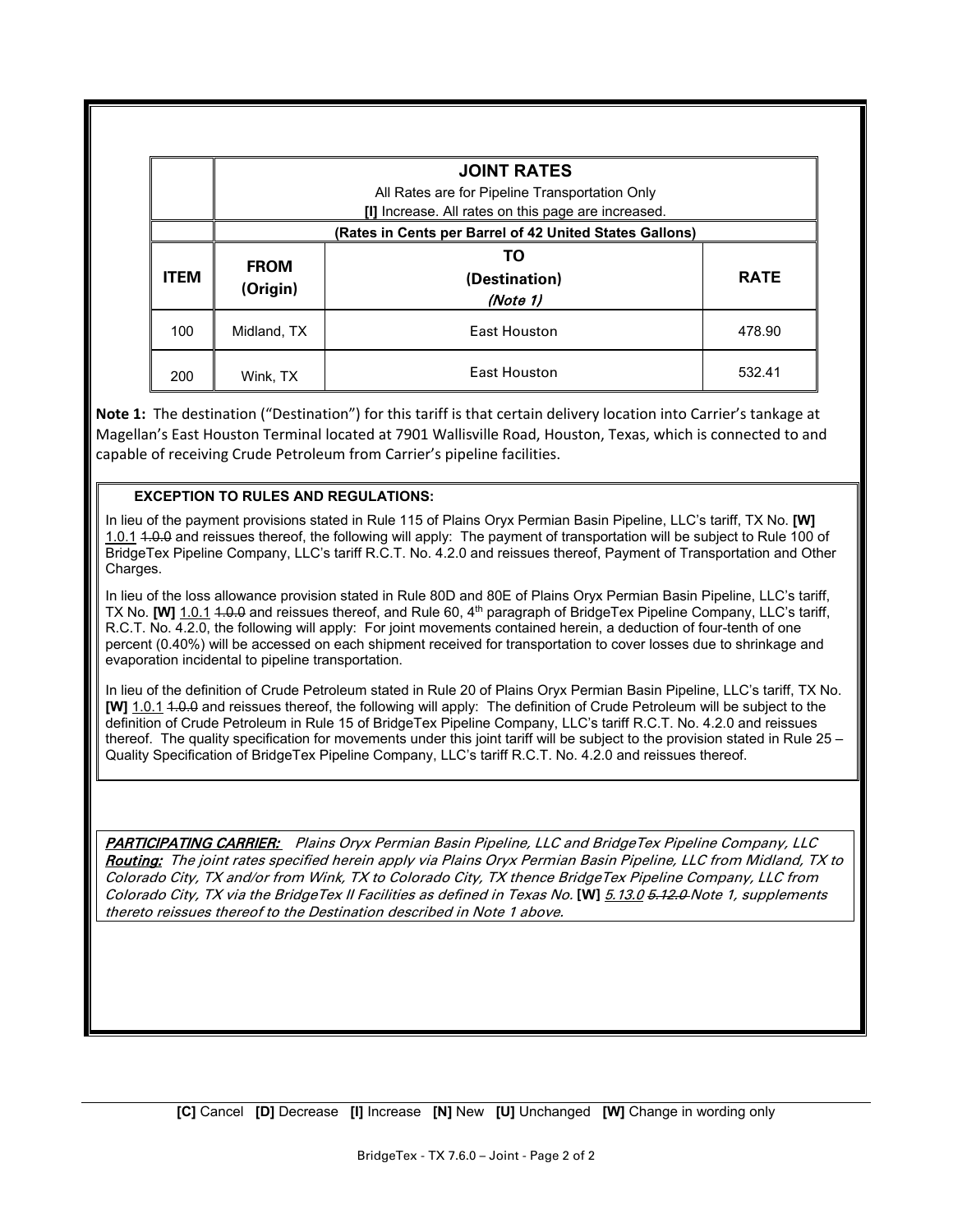| | JOINT RATES<br>All Rates are for Pipeline Transportation Only<br>**[I]** Increase. All rates on this page are increased. | | |
|---|---|---|---|
| | **(Rates in Cents per Barrel of 42 United States Gallons)** | | |
| **ITEM** | **FROM (Origin)** | **TO (Destination)** *(Note 1)* | **RATE** |
| 100 | Midland, TX | East Houston | 478.90 |
| 200 | Wink, TX | East Houston | 532.41 |

**Note 1:** The destination ("Destination") for this tariff is that certain delivery location into Carrier's tankage at Magellan's East Houston Terminal located at 7901 Wallisville Road, Houston, Texas, which is connected to and capable of receiving Crude Petroleum from Carrier's pipeline facilities.

**EXCEPTION TO RULES AND REGULATIONS:**

In lieu of the payment provisions stated in Rule 115 of Plains Oryx Permian Basin Pipeline, LLC's tariff, TX No. **[W]** 1.0.1 ~~1.0.0~~ and reissues thereof, the following will apply: The payment of transportation will be subject to Rule 100 of BridgeTex Pipeline Company, LLC's tariff R.C.T. No. 4.2.0 and reissues thereof, Payment of Transportation and Other Charges.

In lieu of the loss allowance provision stated in Rule 80D and 80E of Plains Oryx Permian Basin Pipeline, LLC's tariff, TX No. **[W]** 1.0.1 ~~1.0.0~~ and reissues thereof, and Rule 60, 4th paragraph of BridgeTex Pipeline Company, LLC's tariff, R.C.T. No. 4.2.0, the following will apply: For joint movements contained herein, a deduction of four-tenth of one percent (0.40%) will be accessed on each shipment received for transportation to cover losses due to shrinkage and evaporation incidental to pipeline transportation.

In lieu of the definition of Crude Petroleum stated in Rule 20 of Plains Oryx Permian Basin Pipeline, LLC's tariff, TX No. **[W]** 1.0.1 ~~1.0.0~~ and reissues thereof, the following will apply: The definition of Crude Petroleum will be subject to the definition of Crude Petroleum in Rule 15 of BridgeTex Pipeline Company, LLC's tariff R.C.T. No. 4.2.0 and reissues thereof. The quality specification for movements under this joint tariff will be subject to the provision stated in Rule 25 – Quality Specification of BridgeTex Pipeline Company, LLC's tariff R.C.T. No. 4.2.0 and reissues thereof.

***PARTICIPATING CARRIER:*** *Plains Oryx Permian Basin Pipeline, LLC and BridgeTex Pipeline Company, LLC*
***Routing:*** *The joint rates specified herein apply via Plains Oryx Permian Basin Pipeline, LLC from Midland, TX to Colorado City, TX and/or from Wink, TX to Colorado City, TX thence BridgeTex Pipeline Company, LLC from Colorado City, TX via the BridgeTex II Facilities as defined in Texas No.* **[W]** *5.13.0* ~~*5.12.0*~~ *Note 1, supplements thereto reissues thereof to the Destination described in Note 1 above.*

**[C]** Cancel **[D]** Decrease **[I]** Increase **[N]** New **[U]** Unchanged **[W]** Change in wording only